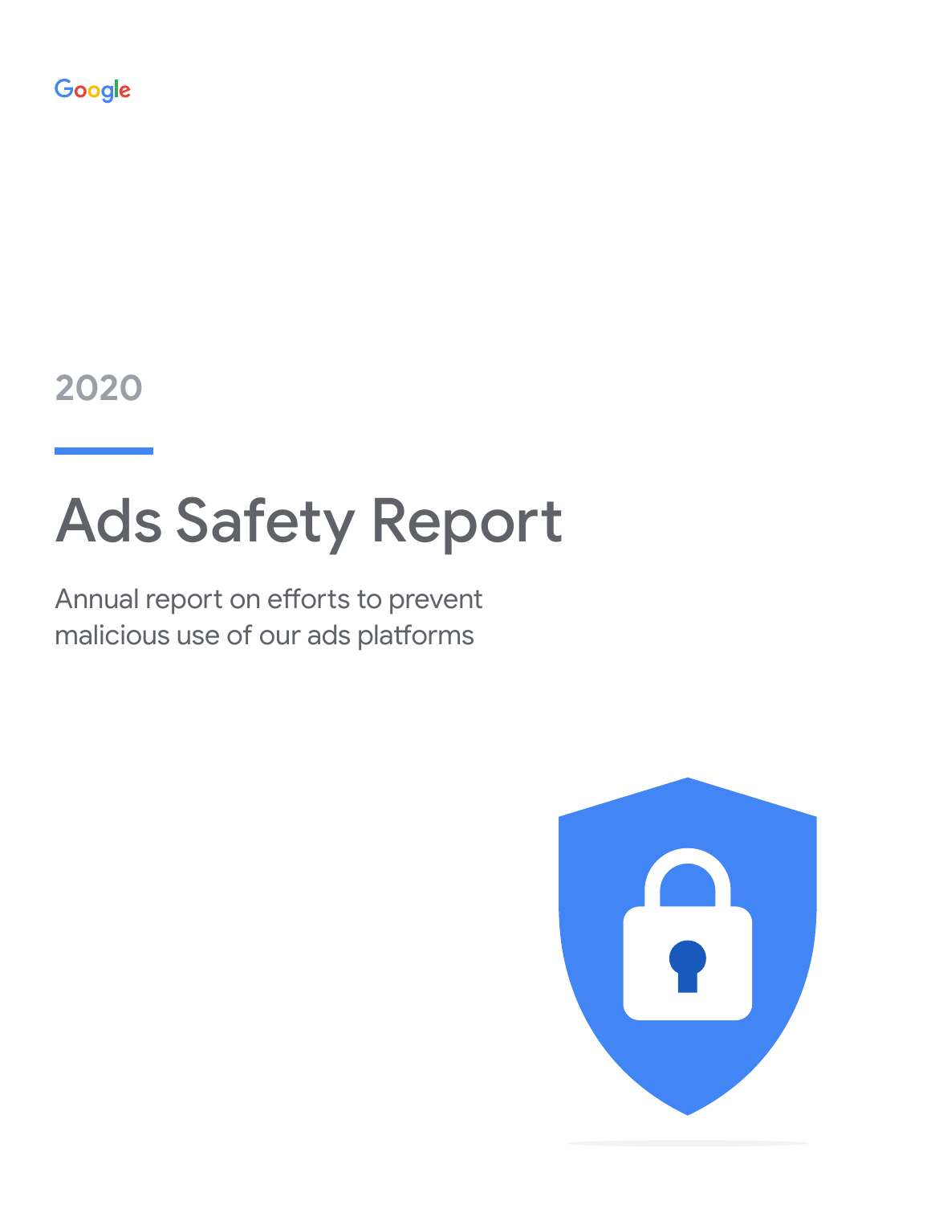Google

2020

# Ads Safety Report

Annual report on efforts to prevent malicious use of our ads platforms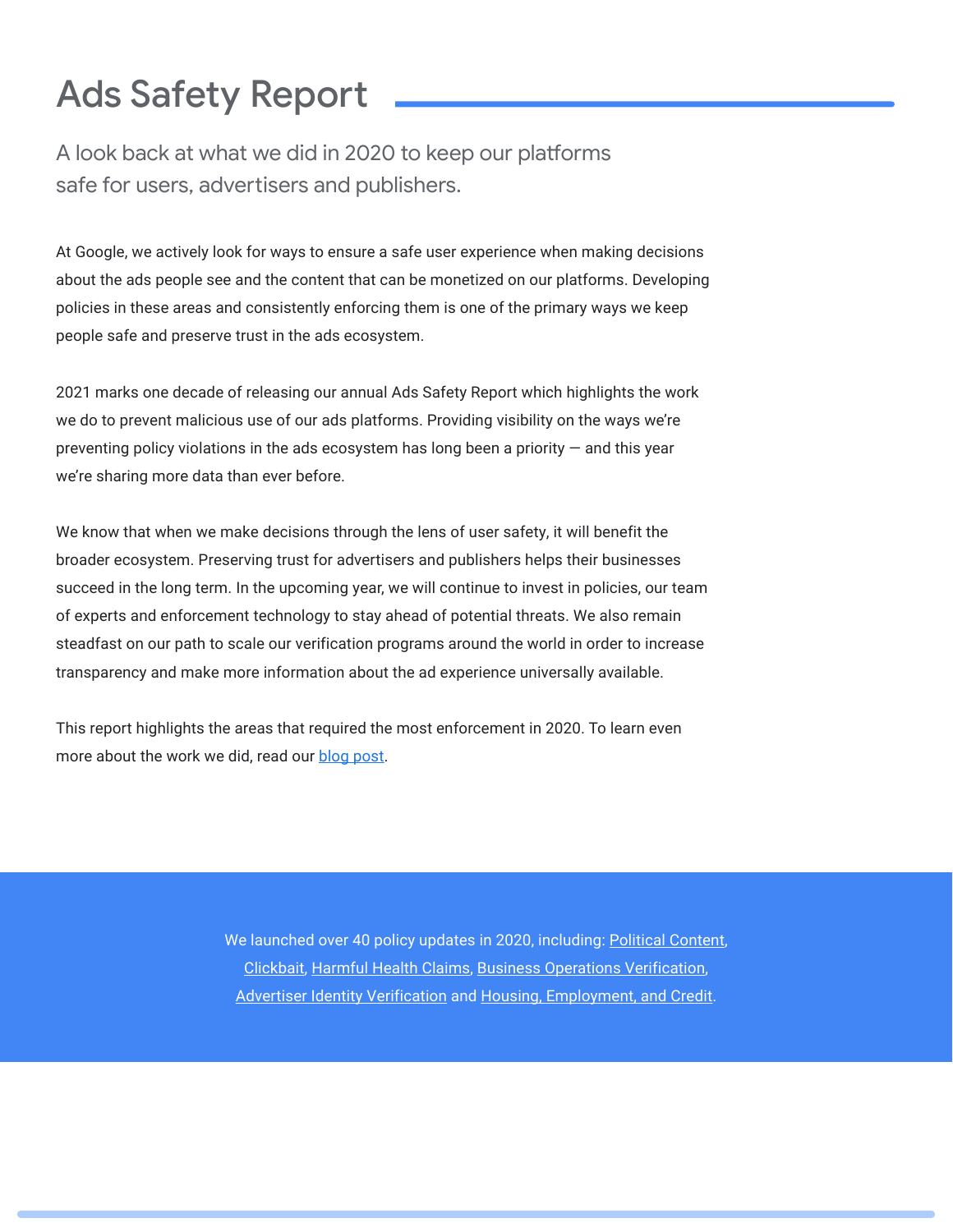# Ads Safety Report

## A look back at what we did in 2020 to keep our platforms safe for users, advertisers and publishers.

At Google, we actively look for ways to ensure a safe user experience when making decisions about the ads people see and the content that can be monetized on our platforms. Developing policies in these areas and consistently enforcing them is one of the primary ways we keep people safe and preserve trust in the ads ecosystem.

2021 marks one decade of releasing our annual Ads Safety Report which highlights the work we do to prevent malicious use of our ads platforms. Providing visibility on the ways we're preventing policy violations in the ads ecosystem has long been a priority — and this year we're sharing more data than ever before.

We know that when we make decisions through the lens of user safety, it will benefit the broader ecosystem. Preserving trust for advertisers and publishers helps their businesses succeed in the long term. In the upcoming year, we will continue to invest in policies, our team of experts and enforcement technology to stay ahead of potential threats. We also remain steadfast on our path to scale our verification programs around the world in order to increase transparency and make more information about the ad experience universally available.

This report highlights the areas that required the most enforcement in 2020. To learn even more about the work we did, read our blog post.

We launched over 40 policy updates in 2020, including: Political Content, Clickbait, Harmful Health Claims, Business Operations Verification, Advertiser Identity Verification and Housing, Employment, and Credit.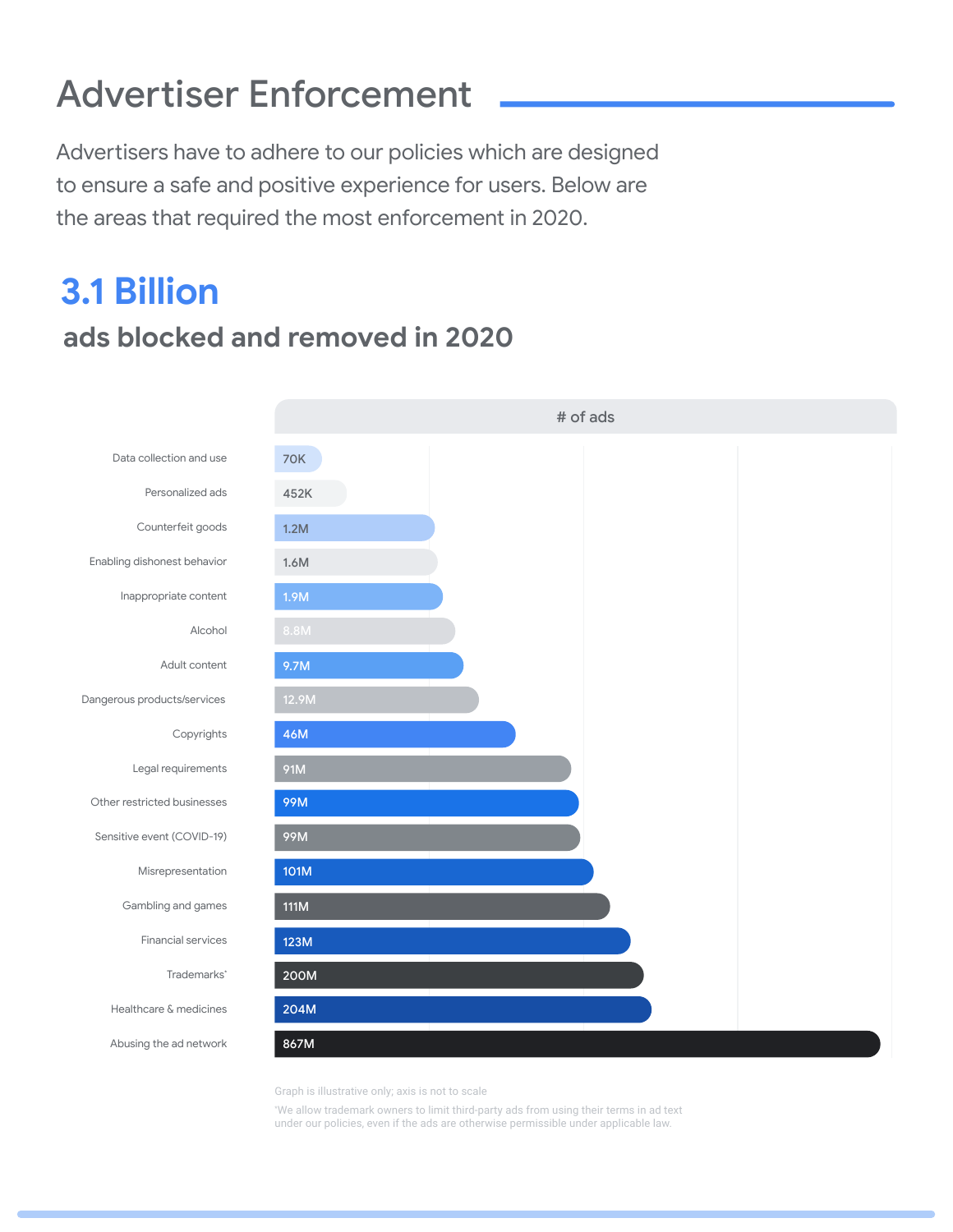# Advertiser Enforcement

Advertisers have to adhere to our policies which are designed to ensure a safe and positive experience for users. Below are the areas that required the most enforcement in 2020.

## 3.1 Billion

### ads blocked and removed in 2020

| | # of ads |
|---|---|
| Data collection and use | 70K |
| Personalized ads | 452K |
| Counterfeit goods | 1.2M |
| Enabling dishonest behavior | 1.6M |
| Inappropriate content | 1.9M |
| Alcohol | 8.8M |
| Adult content | 9.7M |
| Dangerous products/services | 12.9M |
| Copyrights | 46M |
| Legal requirements | 91M |
| Other restricted businesses | 99M |
| Sensitive event (COVID-19) | 99M |
| Misrepresentation | 101M |
| Gambling and games | 111M |
| Financial services | 123M |
| Trademarks* | 200M |
| Healthcare & medicines | 204M |
| Abusing the ad network | 867M |

Graph is illustrative only; axis is not to scale

*We allow trademark owners to limit third-party ads from using their terms in ad text under our policies, even if the ads are otherwise permissible under applicable law.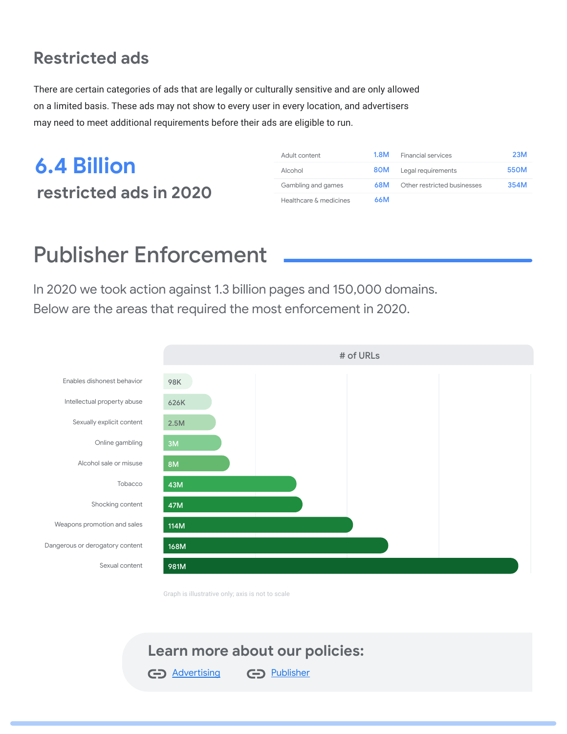## Restricted ads

There are certain categories of ads that are legally or culturally sensitive and are only allowed on a limited basis. These ads may not show to every user in every location, and advertisers may need to meet additional requirements before their ads are eligible to run.

**6.4 Billion**
**restricted ads in 2020**

| | | | |
|---|---|---|---|
| Adult content | 1.8M | Financial services | 23M |
| Alcohol | 80M | Legal requirements | 550M |
| Gambling and games | 68M | Other restricted businesses | 354M |
| Healthcare & medicines | 66M | | |

# Publisher Enforcement

In 2020 we took action against 1.3 billion pages and 150,000 domains.
Below are the areas that required the most enforcement in 2020.

# of URLs

Enables dishonest behavior 98K
Intellectual property abuse 626K
Sexually explicit content 2.5M
Online gambling 3M
Alcohol sale or misuse 8M
Tobacco 43M
Shocking content 47M
Weapons promotion and sales 114M
Dangerous or derogatory content 168M
Sexual content 981M

Graph is illustrative only; axis is not to scale

**Learn more about our policies:**

[Advertising] [Publisher]